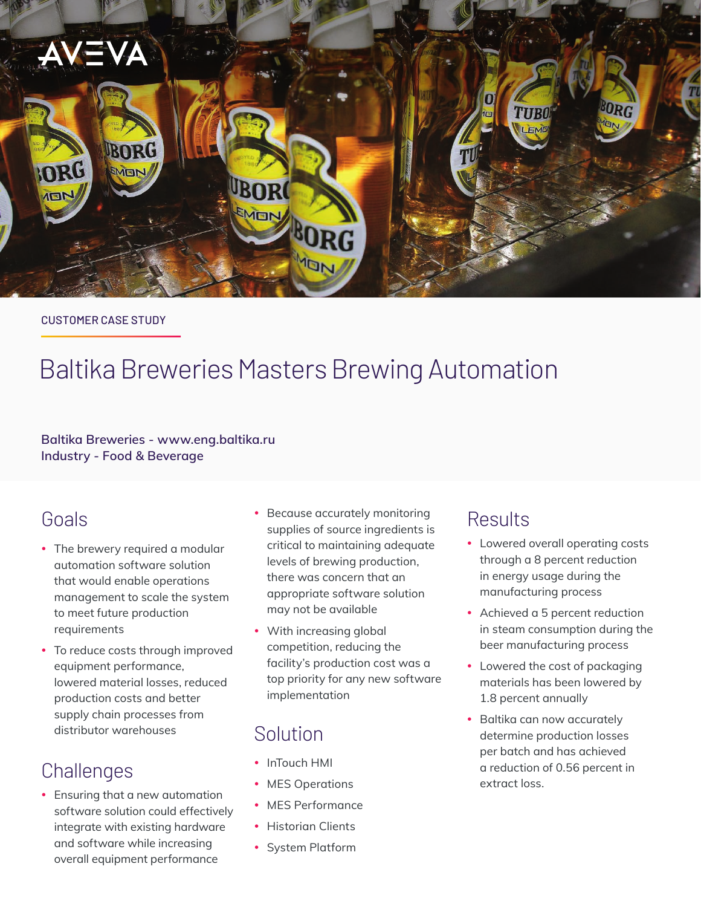CUSTOMER CASE STUDY

# Baltika Breweries Masters Brewing Automation

**Baltika Breweries - www.eng.baltika.ru**
**Industry - Food & Beverage**

## Goals

- The brewery required a modular automation software solution that would enable operations management to scale the system to meet future production requirements
- To reduce costs through improved equipment performance, lowered material losses, reduced production costs and better supply chain processes from distributor warehouses

## Challenges

- Ensuring that a new automation software solution could effectively integrate with existing hardware and software while increasing overall equipment performance
- Because accurately monitoring supplies of source ingredients is critical to maintaining adequate levels of brewing production, there was concern that an appropriate software solution may not be available
- With increasing global competition, reducing the facility's production cost was a top priority for any new software implementation

## Solution

- InTouch HMI
- MES Operations
- MES Performance
- Historian Clients
- System Platform

## Results

- Lowered overall operating costs through a 8 percent reduction in energy usage during the manufacturing process
- Achieved a 5 percent reduction in steam consumption during the beer manufacturing process
- Lowered the cost of packaging materials has been lowered by 1.8 percent annually
- Baltika can now accurately determine production losses per batch and has achieved a reduction of 0.56 percent in extract loss.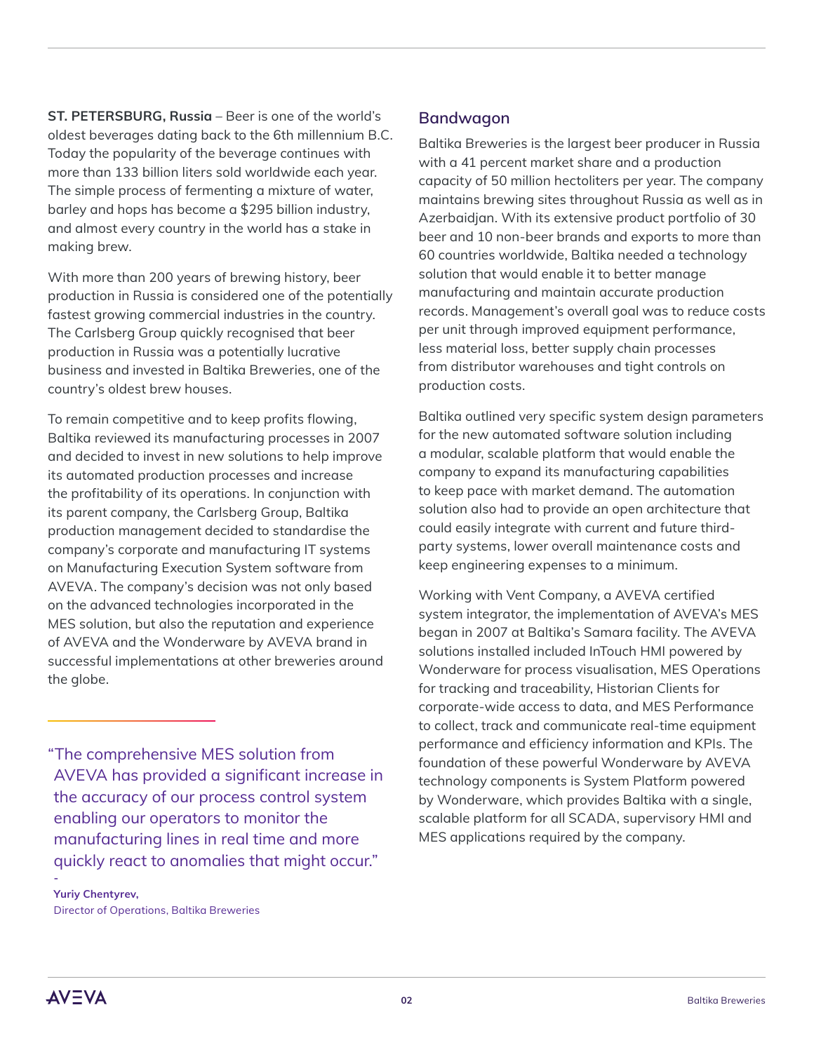**ST. PETERSBURG, Russia** – Beer is one of the world's oldest beverages dating back to the 6th millennium B.C. Today the popularity of the beverage continues with more than 133 billion liters sold worldwide each year. The simple process of fermenting a mixture of water, barley and hops has become a $295 billion industry, and almost every country in the world has a stake in making brew.

With more than 200 years of brewing history, beer production in Russia is considered one of the potentially fastest growing commercial industries in the country. The Carlsberg Group quickly recognised that beer production in Russia was a potentially lucrative business and invested in Baltika Breweries, one of the country's oldest brew houses.

To remain competitive and to keep profits flowing, Baltika reviewed its manufacturing processes in 2007 and decided to invest in new solutions to help improve its automated production processes and increase the profitability of its operations. In conjunction with its parent company, the Carlsberg Group, Baltika production management decided to standardise the company's corporate and manufacturing IT systems on Manufacturing Execution System software from AVEVA. The company's decision was not only based on the advanced technologies incorporated in the MES solution, but also the reputation and experience of AVEVA and the Wonderware by AVEVA brand in successful implementations at other breweries around the globe.

> "The comprehensive MES solution from AVEVA has provided a significant increase in the accuracy of our process control system enabling our operators to monitor the manufacturing lines in real time and more quickly react to anomalies that might occur."
>
> -
> **Yuriy Chentyrev,**
> Director of Operations, Baltika Breweries

## Bandwagon

Baltika Breweries is the largest beer producer in Russia with a 41 percent market share and a production capacity of 50 million hectoliters per year. The company maintains brewing sites throughout Russia as well as in Azerbaidjan. With its extensive product portfolio of 30 beer and 10 non-beer brands and exports to more than 60 countries worldwide, Baltika needed a technology solution that would enable it to better manage manufacturing and maintain accurate production records. Management's overall goal was to reduce costs per unit through improved equipment performance, less material loss, better supply chain processes from distributor warehouses and tight controls on production costs.

Baltika outlined very specific system design parameters for the new automated software solution including a modular, scalable platform that would enable the company to expand its manufacturing capabilities to keep pace with market demand. The automation solution also had to provide an open architecture that could easily integrate with current and future third-party systems, lower overall maintenance costs and keep engineering expenses to a minimum.

Working with Vent Company, a AVEVA certified system integrator, the implementation of AVEVA's MES began in 2007 at Baltika's Samara facility. The AVEVA solutions installed included InTouch HMI powered by Wonderware for process visualisation, MES Operations for tracking and traceability, Historian Clients for corporate-wide access to data, and MES Performance to collect, track and communicate real-time equipment performance and efficiency information and KPIs. The foundation of these powerful Wonderware by AVEVA technology components is System Platform powered by Wonderware, which provides Baltika with a single, scalable platform for all SCADA, supervisory HMI and MES applications required by the company.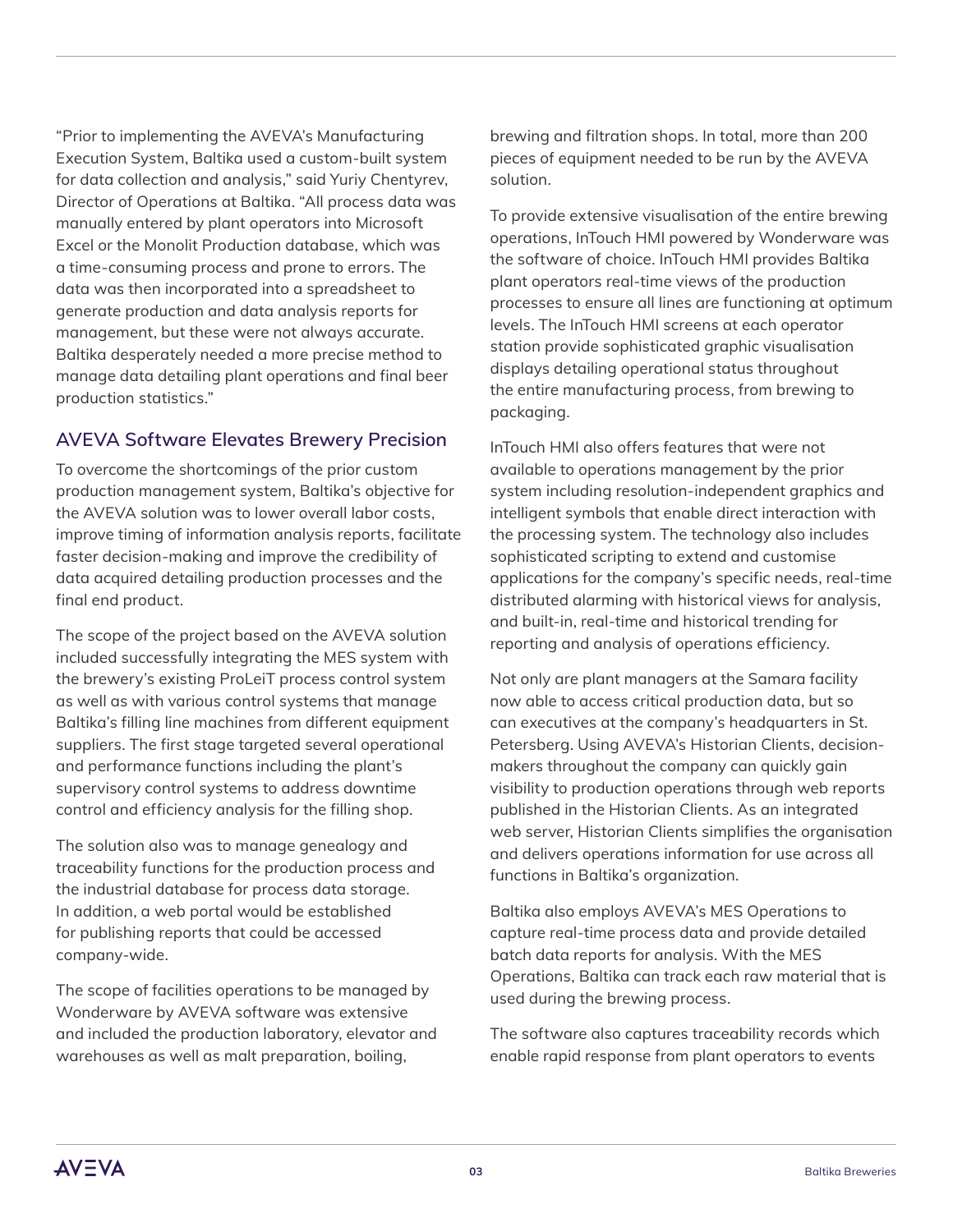"Prior to implementing the AVEVA's Manufacturing Execution System, Baltika used a custom-built system for data collection and analysis," said Yuriy Chentyrev, Director of Operations at Baltika. "All process data was manually entered by plant operators into Microsoft Excel or the Monolit Production database, which was a time-consuming process and prone to errors. The data was then incorporated into a spreadsheet to generate production and data analysis reports for management, but these were not always accurate. Baltika desperately needed a more precise method to manage data detailing plant operations and final beer production statistics."

## AVEVA Software Elevates Brewery Precision

To overcome the shortcomings of the prior custom production management system, Baltika's objective for the AVEVA solution was to lower overall labor costs, improve timing of information analysis reports, facilitate faster decision-making and improve the credibility of data acquired detailing production processes and the final end product.

The scope of the project based on the AVEVA solution included successfully integrating the MES system with the brewery's existing ProLeiT process control system as well as with various control systems that manage Baltika's filling line machines from different equipment suppliers. The first stage targeted several operational and performance functions including the plant's supervisory control systems to address downtime control and efficiency analysis for the filling shop.

The solution also was to manage genealogy and traceability functions for the production process and the industrial database for process data storage. In addition, a web portal would be established for publishing reports that could be accessed company-wide.

The scope of facilities operations to be managed by Wonderware by AVEVA software was extensive and included the production laboratory, elevator and warehouses as well as malt preparation, boiling, brewing and filtration shops. In total, more than 200 pieces of equipment needed to be run by the AVEVA solution.

To provide extensive visualisation of the entire brewing operations, InTouch HMI powered by Wonderware was the software of choice. InTouch HMI provides Baltika plant operators real-time views of the production processes to ensure all lines are functioning at optimum levels. The InTouch HMI screens at each operator station provide sophisticated graphic visualisation displays detailing operational status throughout the entire manufacturing process, from brewing to packaging.

InTouch HMI also offers features that were not available to operations management by the prior system including resolution-independent graphics and intelligent symbols that enable direct interaction with the processing system. The technology also includes sophisticated scripting to extend and customise applications for the company's specific needs, real-time distributed alarming with historical views for analysis, and built-in, real-time and historical trending for reporting and analysis of operations efficiency.

Not only are plant managers at the Samara facility now able to access critical production data, but so can executives at the company's headquarters in St. Petersberg. Using AVEVA's Historian Clients, decision-makers throughout the company can quickly gain visibility to production operations through web reports published in the Historian Clients. As an integrated web server, Historian Clients simplifies the organisation and delivers operations information for use across all functions in Baltika's organization.

Baltika also employs AVEVA's MES Operations to capture real-time process data and provide detailed batch data reports for analysis. With the MES Operations, Baltika can track each raw material that is used during the brewing process.

The software also captures traceability records which enable rapid response from plant operators to events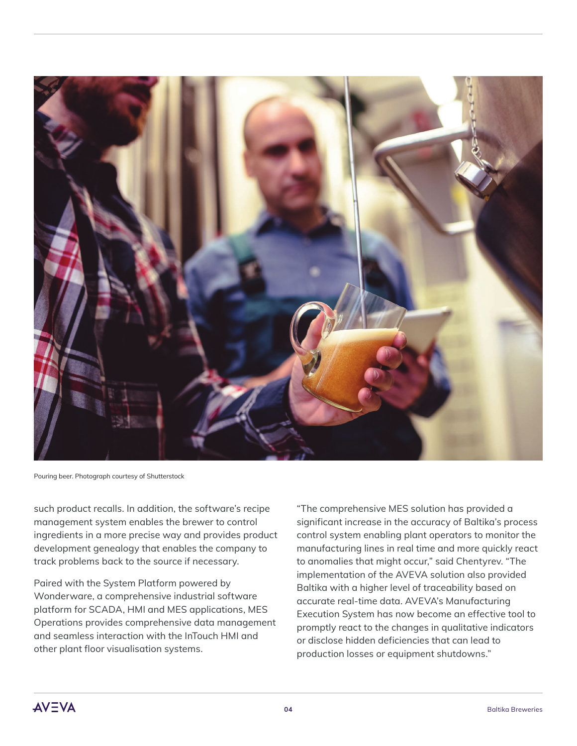Pouring beer. Photograph courtesy of Shutterstock

such product recalls. In addition, the software's recipe management system enables the brewer to control ingredients in a more precise way and provides product development genealogy that enables the company to track problems back to the source if necessary.

Paired with the System Platform powered by Wonderware, a comprehensive industrial software platform for SCADA, HMI and MES applications, MES Operations provides comprehensive data management and seamless interaction with the InTouch HMI and other plant floor visualisation systems.

"The comprehensive MES solution has provided a significant increase in the accuracy of Baltika's process control system enabling plant operators to monitor the manufacturing lines in real time and more quickly react to anomalies that might occur," said Chentyrev. "The implementation of the AVEVA solution also provided Baltika with a higher level of traceability based on accurate real-time data. AVEVA's Manufacturing Execution System has now become an effective tool to promptly react to the changes in qualitative indicators or disclose hidden deficiencies that can lead to production losses or equipment shutdowns."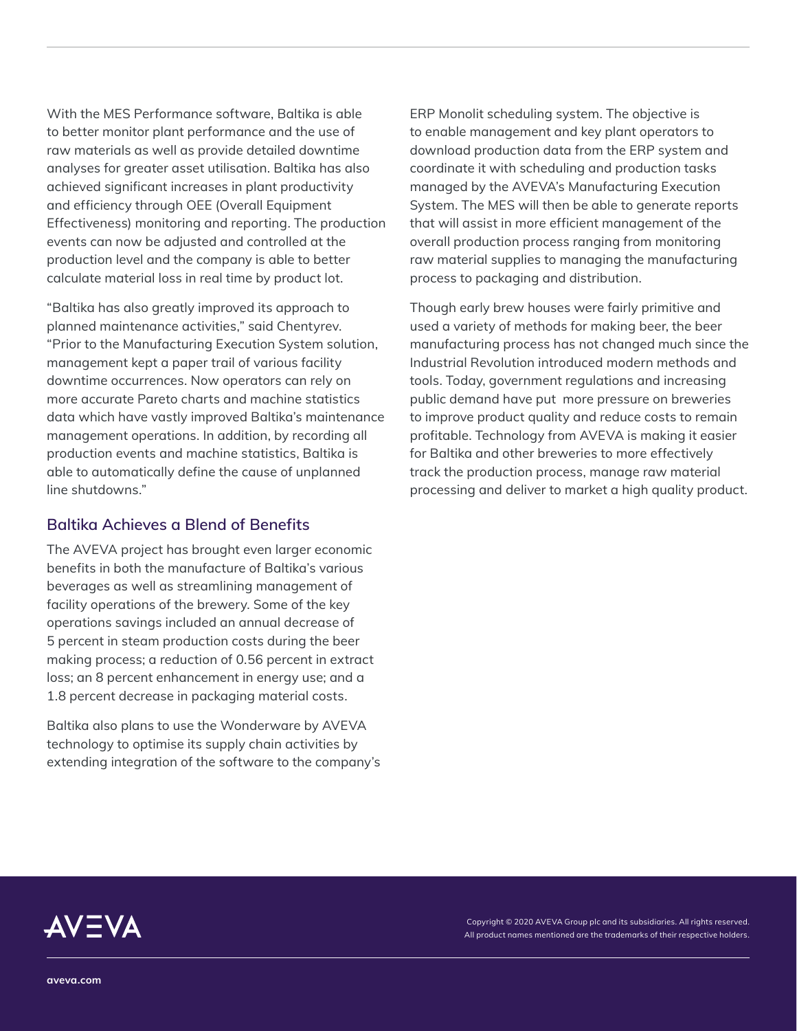With the MES Performance software, Baltika is able to better monitor plant performance and the use of raw materials as well as provide detailed downtime analyses for greater asset utilisation. Baltika has also achieved significant increases in plant productivity and efficiency through OEE (Overall Equipment Effectiveness) monitoring and reporting. The production events can now be adjusted and controlled at the production level and the company is able to better calculate material loss in real time by product lot.

"Baltika has also greatly improved its approach to planned maintenance activities," said Chentyrev. "Prior to the Manufacturing Execution System solution, management kept a paper trail of various facility downtime occurrences. Now operators can rely on more accurate Pareto charts and machine statistics data which have vastly improved Baltika's maintenance management operations. In addition, by recording all production events and machine statistics, Baltika is able to automatically define the cause of unplanned line shutdowns."

## Baltika Achieves a Blend of Benefits

The AVEVA project has brought even larger economic benefits in both the manufacture of Baltika's various beverages as well as streamlining management of facility operations of the brewery. Some of the key operations savings included an annual decrease of 5 percent in steam production costs during the beer making process; a reduction of 0.56 percent in extract loss; an 8 percent enhancement in energy use; and a 1.8 percent decrease in packaging material costs.

Baltika also plans to use the Wonderware by AVEVA technology to optimise its supply chain activities by extending integration of the software to the company's ERP Monolit scheduling system. The objective is to enable management and key plant operators to download production data from the ERP system and coordinate it with scheduling and production tasks managed by the AVEVA's Manufacturing Execution System. The MES will then be able to generate reports that will assist in more efficient management of the overall production process ranging from monitoring raw material supplies to managing the manufacturing process to packaging and distribution.

Though early brew houses were fairly primitive and used a variety of methods for making beer, the beer manufacturing process has not changed much since the Industrial Revolution introduced modern methods and tools. Today, government regulations and increasing public demand have put more pressure on breweries to improve product quality and reduce costs to remain profitable. Technology from AVEVA is making it easier for Baltika and other breweries to more effectively track the production process, manage raw material processing and deliver to market a high quality product.

AVEVA

Copyright © 2020 AVEVA Group plc and its subsidiaries. All rights reserved.
All product names mentioned are the trademarks of their respective holders.

aveva.com